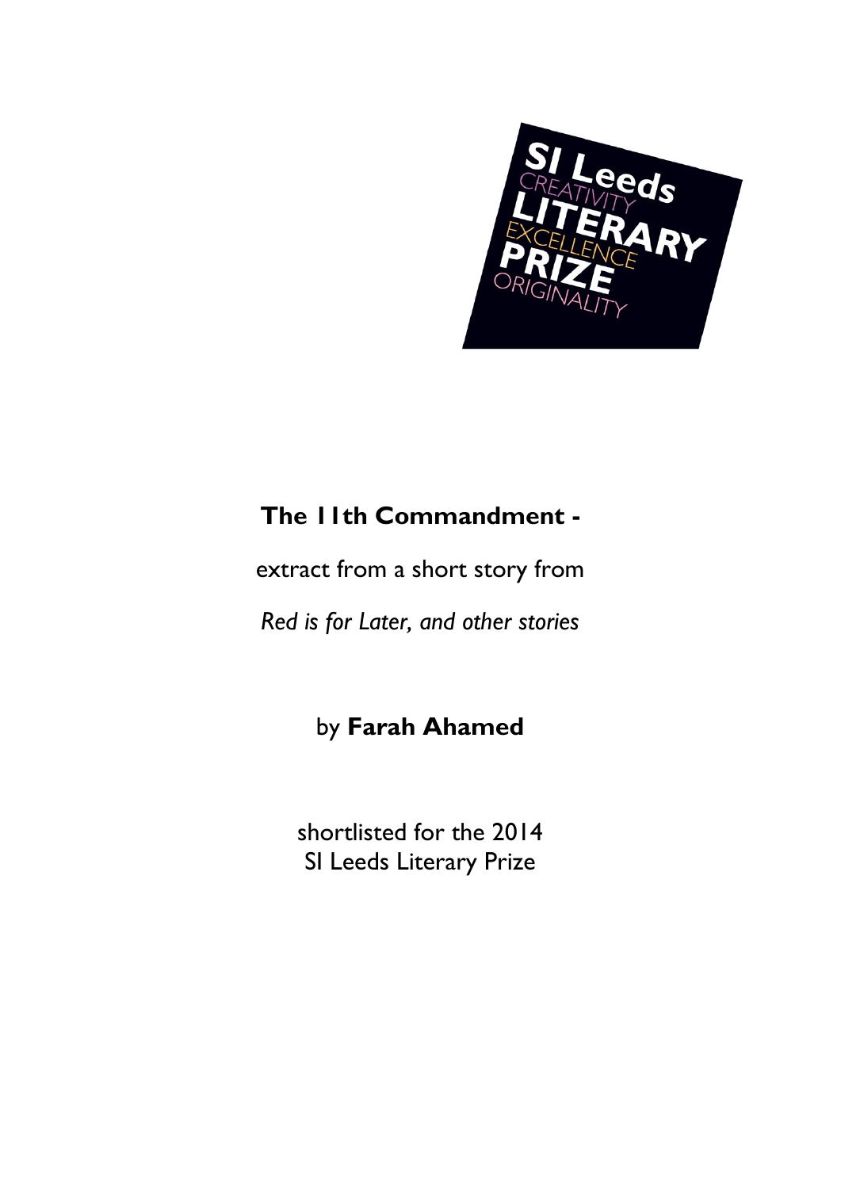SI Leeds
CREATIVITY
LITERARY
EXCELLENCE
PRIZE
ORIGINALITY

# The 11th Commandment -

extract from a short story from

*Red is for Later, and other stories*

by **Farah Ahamed**

shortlisted for the 2014
SI Leeds Literary Prize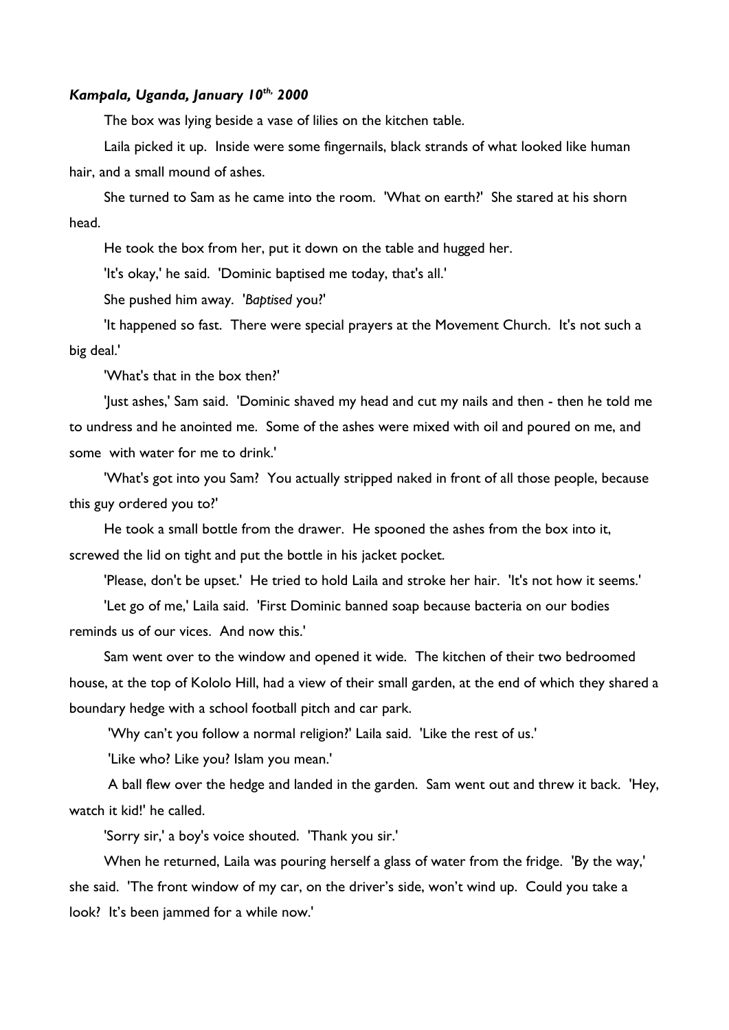***Kampala, Uganda, January 10th, 2000***

The box was lying beside a vase of lilies on the kitchen table.

Laila picked it up. Inside were some fingernails, black strands of what looked like human hair, and a small mound of ashes.

She turned to Sam as he came into the room. 'What on earth?' She stared at his shorn head.

He took the box from her, put it down on the table and hugged her.

'It's okay,' he said. 'Dominic baptised me today, that's all.'

She pushed him away. '*Baptised* you?'

'It happened so fast. There were special prayers at the Movement Church. It's not such a big deal.'

'What's that in the box then?'

'Just ashes,' Sam said. 'Dominic shaved my head and cut my nails and then - then he told me to undress and he anointed me. Some of the ashes were mixed with oil and poured on me, and some with water for me to drink.'

'What's got into you Sam? You actually stripped naked in front of all those people, because this guy ordered you to?'

He took a small bottle from the drawer. He spooned the ashes from the box into it, screwed the lid on tight and put the bottle in his jacket pocket.

'Please, don't be upset.' He tried to hold Laila and stroke her hair. 'It's not how it seems.'

'Let go of me,' Laila said. 'First Dominic banned soap because bacteria on our bodies reminds us of our vices. And now this.'

Sam went over to the window and opened it wide. The kitchen of their two bedroomed house, at the top of Kololo Hill, had a view of their small garden, at the end of which they shared a boundary hedge with a school football pitch and car park.

'Why can't you follow a normal religion?' Laila said. 'Like the rest of us.'

'Like who? Like you? Islam you mean.'

A ball flew over the hedge and landed in the garden. Sam went out and threw it back. 'Hey, watch it kid!' he called.

'Sorry sir,' a boy's voice shouted. 'Thank you sir.'

When he returned, Laila was pouring herself a glass of water from the fridge. 'By the way,' she said. 'The front window of my car, on the driver's side, won't wind up. Could you take a look? It's been jammed for a while now.'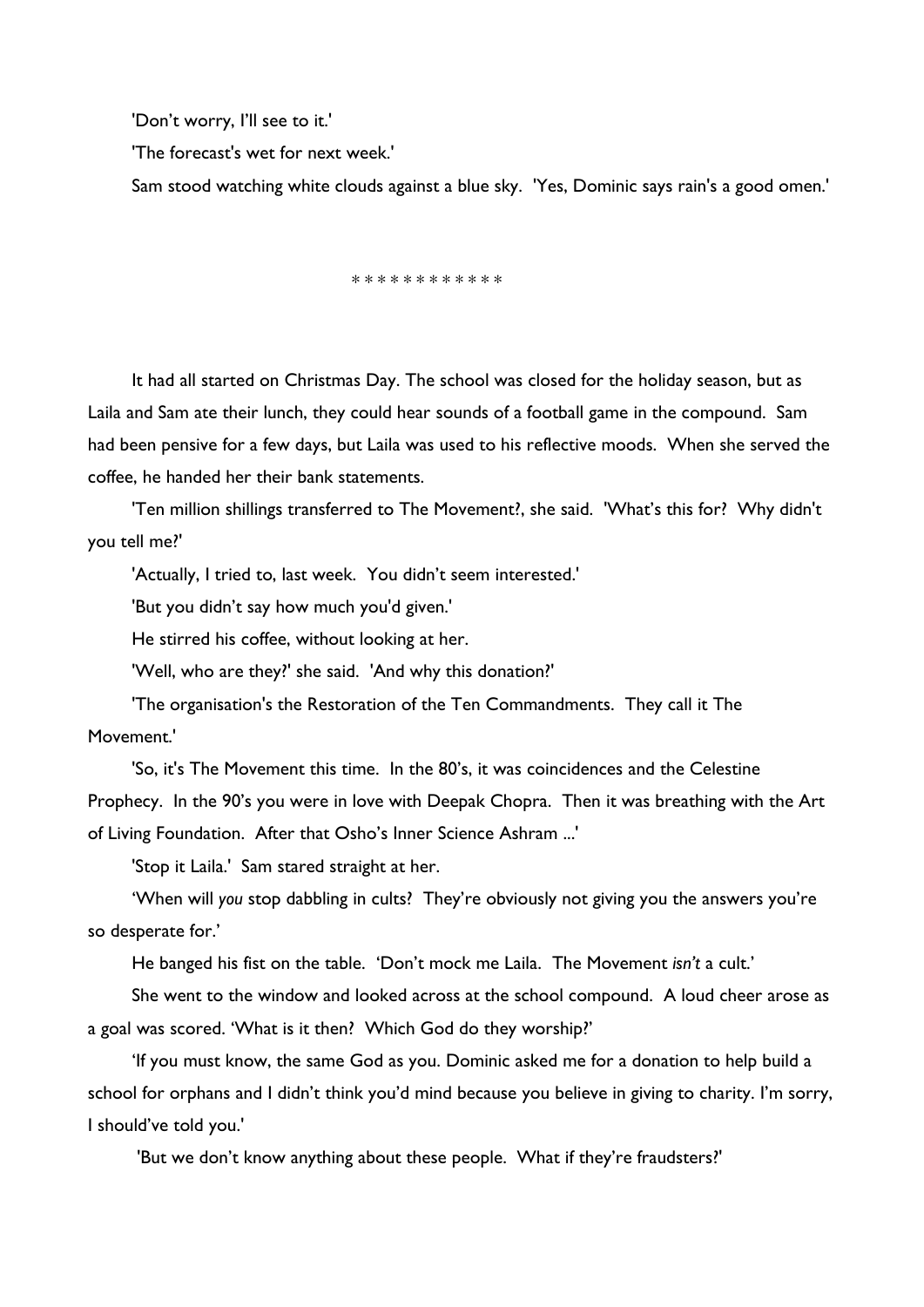'Don't worry, I'll see to it.'

'The forecast's wet for next week.'

Sam stood watching white clouds against a blue sky. 'Yes, Dominic says rain's a good omen.'

* * * * * * * * * * * *

It had all started on Christmas Day. The school was closed for the holiday season, but as Laila and Sam ate their lunch, they could hear sounds of a football game in the compound. Sam had been pensive for a few days, but Laila was used to his reflective moods. When she served the coffee, he handed her their bank statements.

'Ten million shillings transferred to The Movement?, she said. 'What's this for? Why didn't you tell me?'

'Actually, I tried to, last week. You didn't seem interested.'

'But you didn't say how much you'd given.'

He stirred his coffee, without looking at her.

'Well, who are they?' she said. 'And why this donation?'

'The organisation's the Restoration of the Ten Commandments. They call it The Movement.'

'So, it's The Movement this time. In the 80's, it was coincidences and the Celestine Prophecy. In the 90's you were in love with Deepak Chopra. Then it was breathing with the Art of Living Foundation. After that Osho's Inner Science Ashram ...'

'Stop it Laila.' Sam stared straight at her.

'When will *you* stop dabbling in cults? They're obviously not giving you the answers you're so desperate for.'

He banged his fist on the table. 'Don't mock me Laila. The Movement *isn't* a cult.'

She went to the window and looked across at the school compound. A loud cheer arose as a goal was scored. 'What is it then? Which God do they worship?'

'If you must know, the same God as you. Dominic asked me for a donation to help build a school for orphans and I didn't think you'd mind because you believe in giving to charity. I'm sorry, I should've told you.'

'But we don't know anything about these people. What if they're fraudsters?'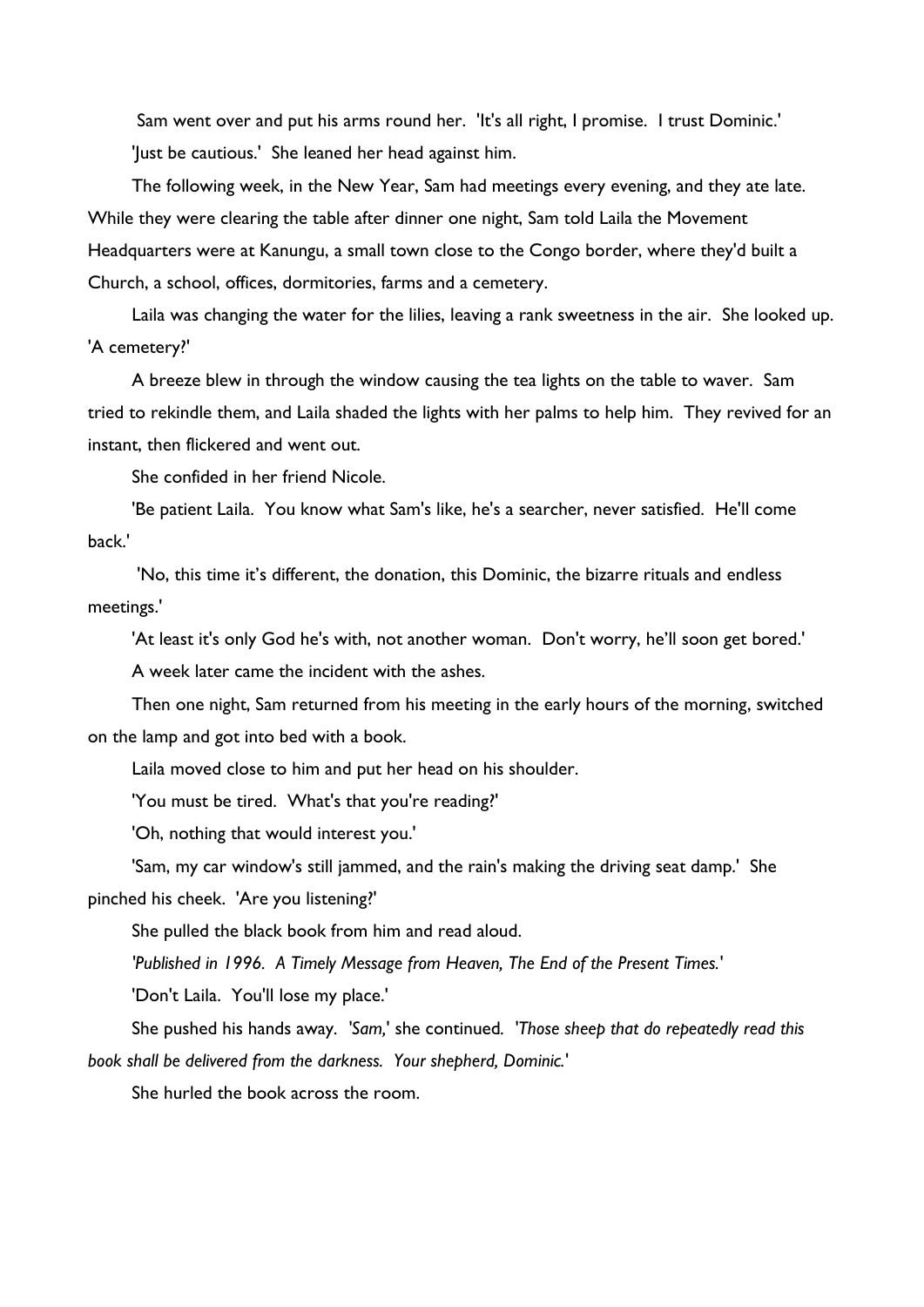Sam went over and put his arms round her. 'It's all right, I promise. I trust Dominic.'

'Just be cautious.' She leaned her head against him.

The following week, in the New Year, Sam had meetings every evening, and they ate late. While they were clearing the table after dinner one night, Sam told Laila the Movement Headquarters were at Kanungu, a small town close to the Congo border, where they'd built a Church, a school, offices, dormitories, farms and a cemetery.

Laila was changing the water for the lilies, leaving a rank sweetness in the air. She looked up. 'A cemetery?'

A breeze blew in through the window causing the tea lights on the table to waver. Sam tried to rekindle them, and Laila shaded the lights with her palms to help him. They revived for an instant, then flickered and went out.

She confided in her friend Nicole.

'Be patient Laila. You know what Sam's like, he's a searcher, never satisfied. He'll come back.'

'No, this time it's different, the donation, this Dominic, the bizarre rituals and endless meetings.'

'At least it's only God he's with, not another woman. Don't worry, he'll soon get bored.'

A week later came the incident with the ashes.

Then one night, Sam returned from his meeting in the early hours of the morning, switched on the lamp and got into bed with a book.

Laila moved close to him and put her head on his shoulder.

'You must be tired. What's that you're reading?'

'Oh, nothing that would interest you.'

'Sam, my car window's still jammed, and the rain's making the driving seat damp.' She pinched his cheek. 'Are you listening?'

She pulled the black book from him and read aloud.

*'Published in 1996. A Timely Message from Heaven, The End of the Present Times.'*

'Don't Laila. You'll lose my place.'

She pushed his hands away. *'Sam,'* she continued. *'Those sheep that do repeatedly read this book shall be delivered from the darkness. Your shepherd, Dominic.'*

She hurled the book across the room.